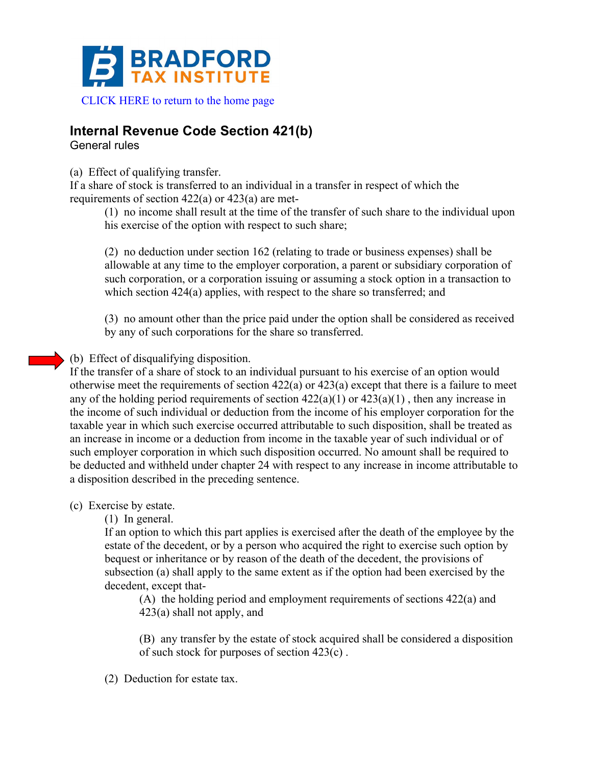# BRADFORD TAX INSTITUTE

CLICK HERE to return to the home page

## Internal Revenue Code Section 421(b)

General rules

(a) Effect of qualifying transfer.
If a share of stock is transferred to an individual in a transfer in respect of which the requirements of section 422(a) or 423(a) are met-

> (1) no income shall result at the time of the transfer of such share to the individual upon his exercise of the option with respect to such share;
>
> (2) no deduction under section 162 (relating to trade or business expenses) shall be allowable at any time to the employer corporation, a parent or subsidiary corporation of such corporation, or a corporation issuing or assuming a stock option in a transaction to which section 424(a) applies, with respect to the share so transferred; and
>
> (3) no amount other than the price paid under the option shall be considered as received by any of such corporations for the share so transferred.

(b) Effect of disqualifying disposition.
If the transfer of a share of stock to an individual pursuant to his exercise of an option would otherwise meet the requirements of section 422(a) or 423(a) except that there is a failure to meet any of the holding period requirements of section 422(a)(1) or 423(a)(1) , then any increase in the income of such individual or deduction from the income of his employer corporation for the taxable year in which such exercise occurred attributable to such disposition, shall be treated as an increase in income or a deduction from income in the taxable year of such individual or of such employer corporation in which such disposition occurred. No amount shall be required to be deducted and withheld under chapter 24 with respect to any increase in income attributable to a disposition described in the preceding sentence.

(c) Exercise by estate.

> (1) In general.
> If an option to which this part applies is exercised after the death of the employee by the estate of the decedent, or by a person who acquired the right to exercise such option by bequest or inheritance or by reason of the death of the decedent, the provisions of subsection (a) shall apply to the same extent as if the option had been exercised by the decedent, except that-
>
> > (A) the holding period and employment requirements of sections 422(a) and 423(a) shall not apply, and
> >
> > (B) any transfer by the estate of stock acquired shall be considered a disposition of such stock for purposes of section 423(c) .
>
> (2) Deduction for estate tax.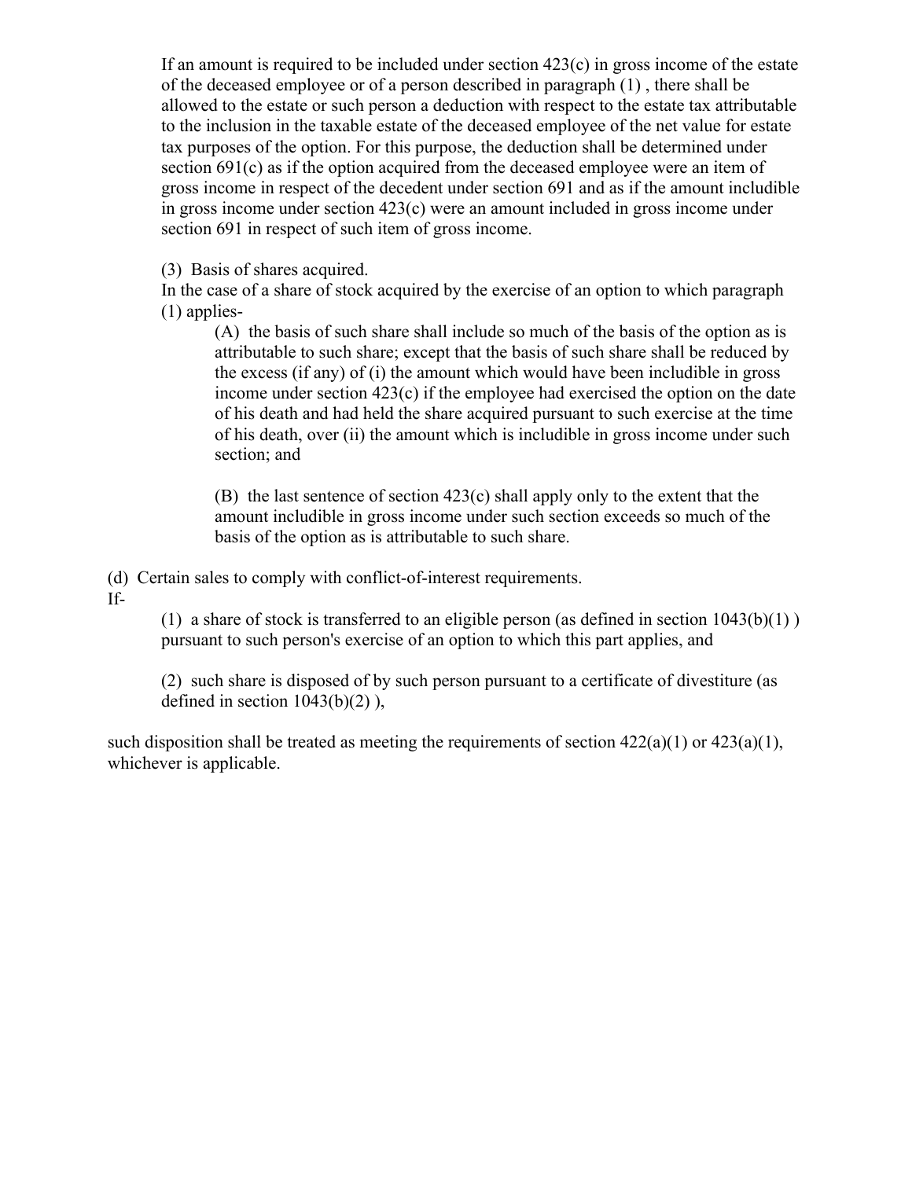If an amount is required to be included under section 423(c) in gross income of the estate of the deceased employee or of a person described in paragraph (1) , there shall be allowed to the estate or such person a deduction with respect to the estate tax attributable to the inclusion in the taxable estate of the deceased employee of the net value for estate tax purposes of the option. For this purpose, the deduction shall be determined under section 691(c) as if the option acquired from the deceased employee were an item of gross income in respect of the decedent under section 691 and as if the amount includible in gross income under section 423(c) were an amount included in gross income under section 691 in respect of such item of gross income.

(3) Basis of shares acquired.

In the case of a share of stock acquired by the exercise of an option to which paragraph (1) applies-

(A) the basis of such share shall include so much of the basis of the option as is attributable to such share; except that the basis of such share shall be reduced by the excess (if any) of (i) the amount which would have been includible in gross income under section 423(c) if the employee had exercised the option on the date of his death and had held the share acquired pursuant to such exercise at the time of his death, over (ii) the amount which is includible in gross income under such section; and

(B) the last sentence of section 423(c) shall apply only to the extent that the amount includible in gross income under such section exceeds so much of the basis of the option as is attributable to such share.

(d) Certain sales to comply with conflict-of-interest requirements.

If-

(1) a share of stock is transferred to an eligible person (as defined in section 1043(b)(1) ) pursuant to such person's exercise of an option to which this part applies, and

(2) such share is disposed of by such person pursuant to a certificate of divestiture (as defined in section 1043(b)(2) ),

such disposition shall be treated as meeting the requirements of section 422(a)(1) or 423(a)(1), whichever is applicable.